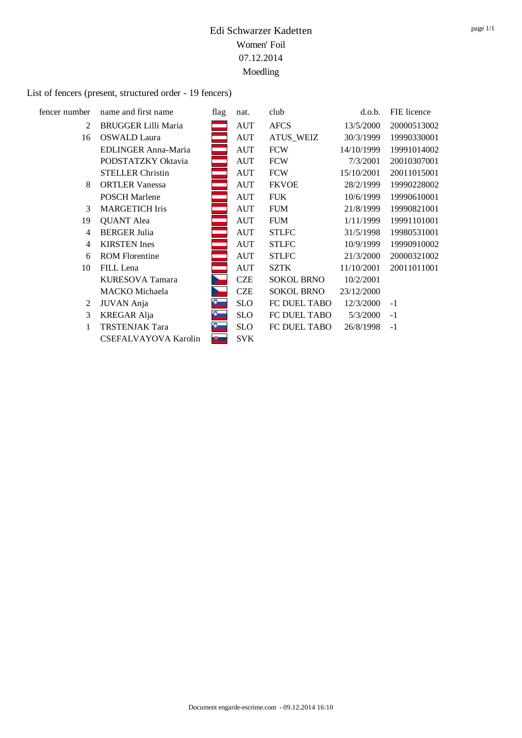# Edi Schwarzer Kadetten

Women' Foil

07.12.2014

Moedling

List of fencers (present, structured order - 19 fencers)

| fencer number | name and first name | flag | nat. | club | d.o.b. | FIE licence |
|---|---|---|---|---|---|---|
| 2 | BRUGGER Lilli Maria | | AUT | AFCS | 13/5/2000 | 20000513002 |
| 16 | OSWALD Laura | | AUT | ATUS_WEIZ | 30/3/1999 | 19990330001 |
| | EDLINGER Anna-Maria | | AUT | FCW | 14/10/1999 | 19991014002 |
| | PODSTATZKY Oktavia | | AUT | FCW | 7/3/2001 | 20010307001 |
| | STELLER Christin | | AUT | FCW | 15/10/2001 | 20011015001 |
| 8 | ORTLER Vanessa | | AUT | FKVOE | 28/2/1999 | 19990228002 |
| | POSCH Marlene | | AUT | FUK | 10/6/1999 | 19990610001 |
| 3 | MARGETICH Iris | | AUT | FUM | 21/8/1999 | 19990821001 |
| 19 | QUANT Alea | | AUT | FUM | 1/11/1999 | 19991101001 |
| 4 | BERGER Julia | | AUT | STLFC | 31/5/1998 | 19980531001 |
| 4 | KIRSTEN Ines | | AUT | STLFC | 10/9/1999 | 19990910002 |
| 6 | ROM Florentine | | AUT | STLFC | 21/3/2000 | 20000321002 |
| 10 | FILL Lena | | AUT | SZTK | 11/10/2001 | 20011011001 |
| | KURESOVA Tamara | | CZE | SOKOL BRNO | 10/2/2001 | |
| | MACKO Michaela | | CZE | SOKOL BRNO | 23/12/2000 | |
| 2 | JUVAN Anja | | SLO | FC DUEL TABO | 12/3/2000 | -1 |
| 3 | KREGAR Alja | | SLO | FC DUEL TABO | 5/3/2000 | -1 |
| 1 | TRSTENJAK Tara | | SLO | FC DUEL TABO | 26/8/1998 | -1 |
| | CSEFALVAYOVA Karolin | | SVK | | | |

Document engarde-escrime.com - 09.12.2014 16:10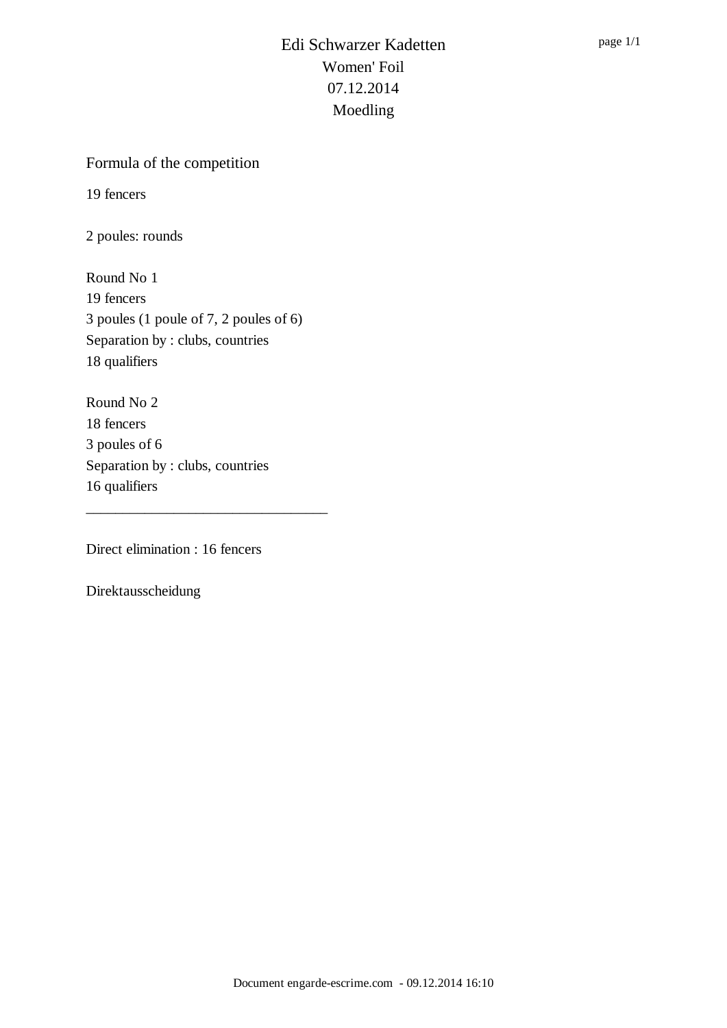# Edi Schwarzer Kadetten

Women' Foil

07.12.2014

Moedling

## Formula of the competition

19 fencers

2 poules: rounds

Round No 1
19 fencers
3 poules (1 poule of 7, 2 poules of 6)
Separation by : clubs, countries
18 qualifiers

Round No 2
18 fencers
3 poules of 6
Separation by : clubs, countries
16 qualifiers

---

Direct elimination : 16 fencers

Direktausscheidung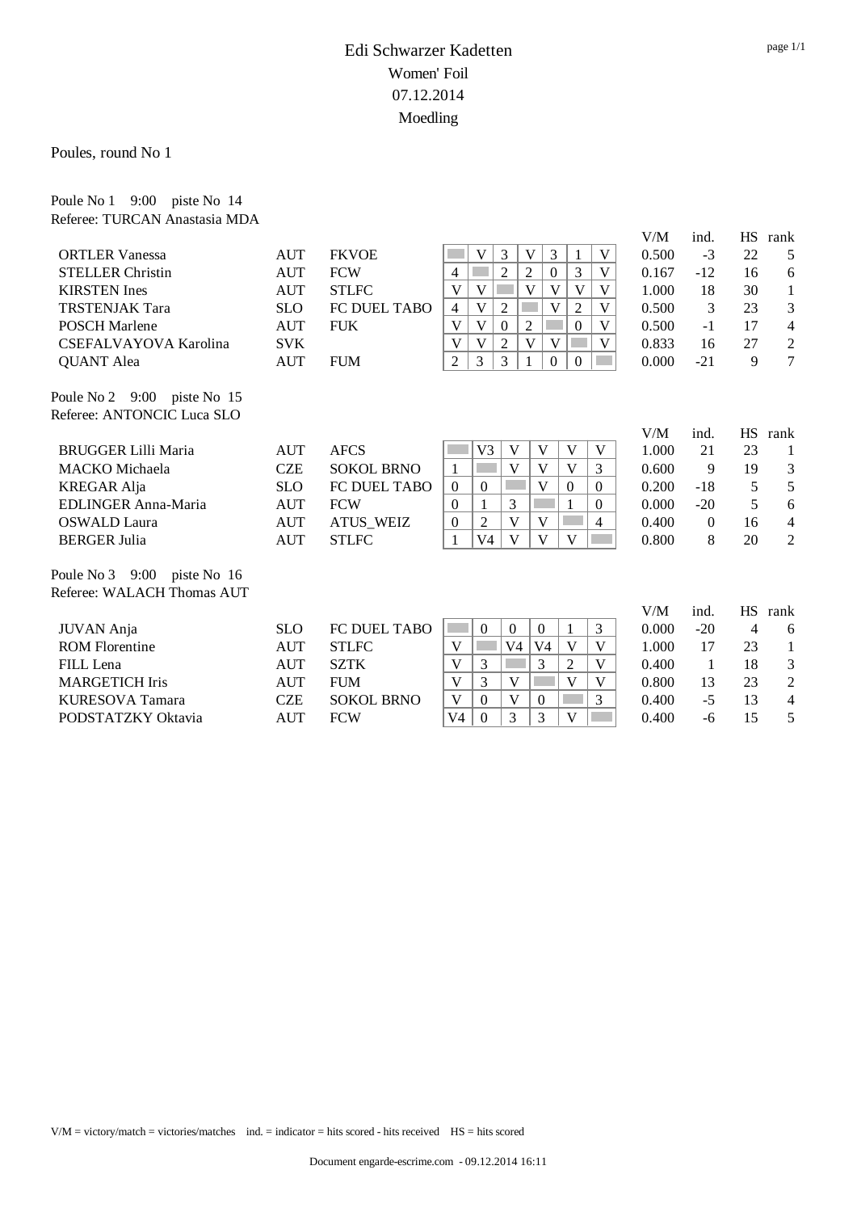# Edi Schwarzer Kadetten

## Women' Foil

## 07.12.2014

## Moedling

Poules, round No 1

Poule No 1 9:00 piste No 14
Referee: TURCAN Anastasia MDA

| Name | Nat | Club | 1 | 2 | 3 | 4 | 5 | 6 | 7 | V/M | ind. | HS | rank |
|---|---|---|---|---|---|---|---|---|---|---|---|---|---|
| ORTLER Vanessa | AUT | FKVOE | | V | 3 | V | 3 | 1 | V | 0.500 | -3 | 22 | 5 |
| STELLER Christin | AUT | FCW | 4 | | 2 | 2 | 0 | 3 | V | 0.167 | -12 | 16 | 6 |
| KIRSTEN Ines | AUT | STLFC | V | V | | V | V | V | V | 1.000 | 18 | 30 | 1 |
| TRSTENJAK Tara | SLO | FC DUEL TABO | 4 | V | 2 | | V | 2 | V | 0.500 | 3 | 23 | 3 |
| POSCH Marlene | AUT | FUK | V | V | 0 | 2 | | 0 | V | 0.500 | -1 | 17 | 4 |
| CSEFALVAYOVA Karolina | SVK | | V | V | 2 | V | V | | V | 0.833 | 16 | 27 | 2 |
| QUANT Alea | AUT | FUM | 2 | 3 | 3 | 1 | 0 | 0 | | 0.000 | -21 | 9 | 7 |

Poule No 2 9:00 piste No 15
Referee: ANTONCIC Luca SLO

| Name | Nat | Club | 1 | 2 | 3 | 4 | 5 | 6 | V/M | ind. | HS | rank |
|---|---|---|---|---|---|---|---|---|---|---|---|---|
| BRUGGER Lilli Maria | AUT | AFCS | | V3 | V | V | V | V | 1.000 | 21 | 23 | 1 |
| MACKO Michaela | CZE | SOKOL BRNO | 1 | | V | V | V | 3 | 0.600 | 9 | 19 | 3 |
| KREGAR Alja | SLO | FC DUEL TABO | 0 | 0 | | V | 0 | 0 | 0.200 | -18 | 5 | 5 |
| EDLINGER Anna-Maria | AUT | FCW | 0 | 1 | 3 | | 1 | 0 | 0.000 | -20 | 5 | 6 |
| OSWALD Laura | AUT | ATUS_WEIZ | 0 | 2 | V | V | | 4 | 0.400 | 0 | 16 | 4 |
| BERGER Julia | AUT | STLFC | 1 | V4 | V | V | V | | 0.800 | 8 | 20 | 2 |

Poule No 3 9:00 piste No 16
Referee: WALACH Thomas AUT

| Name | Nat | Club | 1 | 2 | 3 | 4 | 5 | 6 | V/M | ind. | HS | rank |
|---|---|---|---|---|---|---|---|---|---|---|---|---|
| JUVAN Anja | SLO | FC DUEL TABO | | 0 | 0 | 0 | 1 | 3 | 0.000 | -20 | 4 | 6 |
| ROM Florentine | AUT | STLFC | V | | V4 | V4 | V | V | 1.000 | 17 | 23 | 1 |
| FILL Lena | AUT | SZTK | V | 3 | | 3 | 2 | V | 0.400 | 1 | 18 | 3 |
| MARGETICH Iris | AUT | FUM | V | 3 | V | | V | V | 0.800 | 13 | 23 | 2 |
| KURESOVA Tamara | CZE | SOKOL BRNO | V | 0 | V | 0 | | 3 | 0.400 | -5 | 13 | 4 |
| PODSTATZKY Oktavia | AUT | FCW | V4 | 0 | 3 | 3 | V | | 0.400 | -6 | 15 | 5 |

V/M = victory/match = victories/matches ind. = indicator = hits scored - hits received HS = hits scored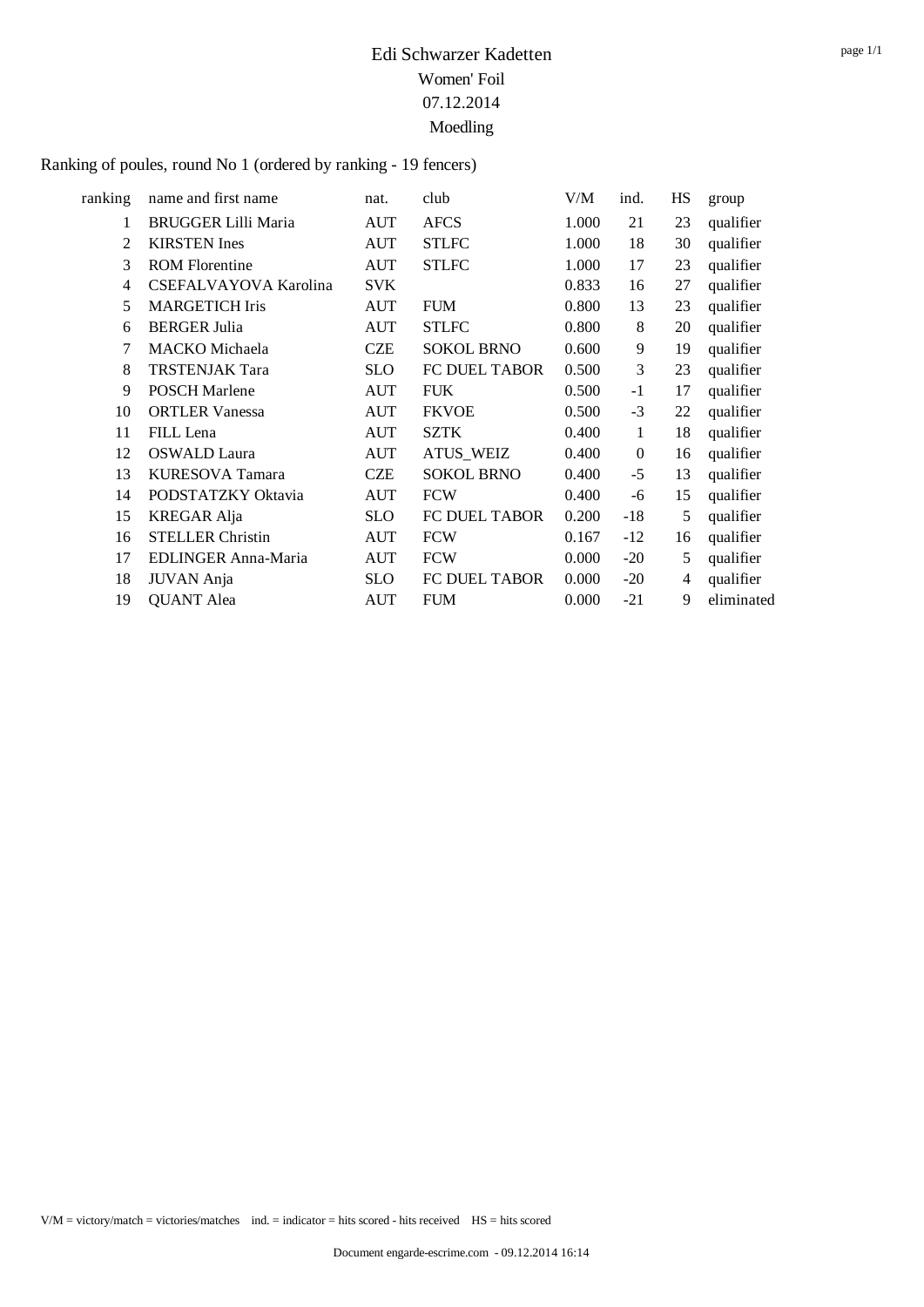# Edi Schwarzer Kadetten

## Women' Foil

## 07.12.2014

## Moedling

Ranking of poules, round No 1 (ordered by ranking - 19 fencers)

| ranking | name and first name | nat. | club | V/M | ind. | HS | group |
|---|---|---|---|---|---|---|---|
| 1 | BRUGGER Lilli Maria | AUT | AFCS | 1.000 | 21 | 23 | qualifier |
| 2 | KIRSTEN Ines | AUT | STLFC | 1.000 | 18 | 30 | qualifier |
| 3 | ROM Florentine | AUT | STLFC | 1.000 | 17 | 23 | qualifier |
| 4 | CSEFALVAYOVA Karolina | SVK | | 0.833 | 16 | 27 | qualifier |
| 5 | MARGETICH Iris | AUT | FUM | 0.800 | 13 | 23 | qualifier |
| 6 | BERGER Julia | AUT | STLFC | 0.800 | 8 | 20 | qualifier |
| 7 | MACKO Michaela | CZE | SOKOL BRNO | 0.600 | 9 | 19 | qualifier |
| 8 | TRSTENJAK Tara | SLO | FC DUEL TABOR | 0.500 | 3 | 23 | qualifier |
| 9 | POSCH Marlene | AUT | FUK | 0.500 | -1 | 17 | qualifier |
| 10 | ORTLER Vanessa | AUT | FKVOE | 0.500 | -3 | 22 | qualifier |
| 11 | FILL Lena | AUT | SZTK | 0.400 | 1 | 18 | qualifier |
| 12 | OSWALD Laura | AUT | ATUS_WEIZ | 0.400 | 0 | 16 | qualifier |
| 13 | KURESOVA Tamara | CZE | SOKOL BRNO | 0.400 | -5 | 13 | qualifier |
| 14 | PODSTATZKY Oktavia | AUT | FCW | 0.400 | -6 | 15 | qualifier |
| 15 | KREGAR Alja | SLO | FC DUEL TABOR | 0.200 | -18 | 5 | qualifier |
| 16 | STELLER Christin | AUT | FCW | 0.167 | -12 | 16 | qualifier |
| 17 | EDLINGER Anna-Maria | AUT | FCW | 0.000 | -20 | 5 | qualifier |
| 18 | JUVAN Anja | SLO | FC DUEL TABOR | 0.000 | -20 | 4 | qualifier |
| 19 | QUANT Alea | AUT | FUM | 0.000 | -21 | 9 | eliminated |

V/M = victory/match = victories/matches ind. = indicator = hits scored - hits received HS = hits scored

Document engarde-escrime.com - 09.12.2014 16:14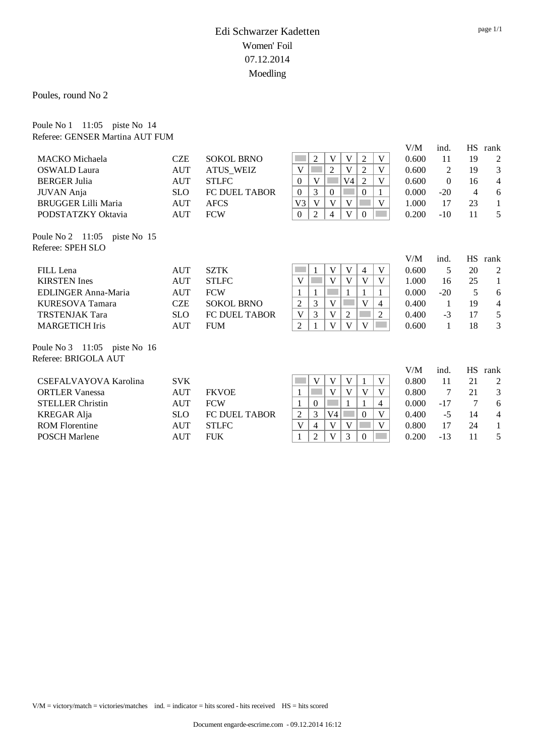# Edi Schwarzer Kadetten

## Women' Foil

## 07.12.2014

## Moedling

Poules, round No 2

Poule No 1 11:05 piste No 14
Referee: GENSER Martina AUT FUM

| Name | Nation | Club | 1 | 2 | 3 | 4 | 5 | 6 | V/M | ind. | HS | rank |
|---|---|---|---|---|---|---|---|---|---|---|---|---|
| MACKO Michaela | CZE | SOKOL BRNO | | 2 | V | V | 2 | V | 0.600 | 11 | 19 | 2 |
| OSWALD Laura | AUT | ATUS_WEIZ | V | | 2 | V | 2 | V | 0.600 | 2 | 19 | 3 |
| BERGER Julia | AUT | STLFC | 0 | V | | V4 | 2 | V | 0.600 | 0 | 16 | 4 |
| JUVAN Anja | SLO | FC DUEL TABOR | 0 | 3 | 0 | | 0 | 1 | 0.000 | -20 | 4 | 6 |
| BRUGGER Lilli Maria | AUT | AFCS | V3 | V | V | V | | V | 1.000 | 17 | 23 | 1 |
| PODSTATZKY Oktavia | AUT | FCW | 0 | 2 | 4 | V | 0 | | 0.200 | -10 | 11 | 5 |

Poule No 2 11:05 piste No 15
Referee: SPEH SLO

| Name | Nation | Club | 1 | 2 | 3 | 4 | 5 | 6 | V/M | ind. | HS | rank |
|---|---|---|---|---|---|---|---|---|---|---|---|---|
| FILL Lena | AUT | SZTK | | 1 | V | V | 4 | V | 0.600 | 5 | 20 | 2 |
| KIRSTEN Ines | AUT | STLFC | V | | V | V | V | V | 1.000 | 16 | 25 | 1 |
| EDLINGER Anna-Maria | AUT | FCW | 1 | 1 | | 1 | 1 | 1 | 0.000 | -20 | 5 | 6 |
| KURESOVA Tamara | CZE | SOKOL BRNO | 2 | 3 | V | | V | 4 | 0.400 | 1 | 19 | 4 |
| TRSTENJAK Tara | SLO | FC DUEL TABOR | V | 3 | V | 2 | | 2 | 0.400 | -3 | 17 | 5 |
| MARGETICH Iris | AUT | FUM | 2 | 1 | V | V | V | | 0.600 | 1 | 18 | 3 |

Poule No 3 11:05 piste No 16
Referee: BRIGOLA AUT

| Name | Nation | Club | 1 | 2 | 3 | 4 | 5 | 6 | V/M | ind. | HS | rank |
|---|---|---|---|---|---|---|---|---|---|---|---|---|
| CSEFALVAYOVA Karolina | SVK | | | V | V | V | 1 | V | 0.800 | 11 | 21 | 2 |
| ORTLER Vanessa | AUT | FKVOE | 1 | | V | V | V | V | 0.800 | 7 | 21 | 3 |
| STELLER Christin | AUT | FCW | 1 | 0 | | 1 | 1 | 4 | 0.000 | -17 | 7 | 6 |
| KREGAR Alja | SLO | FC DUEL TABOR | 2 | 3 | V4 | | 0 | V | 0.400 | -5 | 14 | 4 |
| ROM Florentine | AUT | STLFC | V | 4 | V | V | | V | 0.800 | 17 | 24 | 1 |
| POSCH Marlene | AUT | FUK | 1 | 2 | V | 3 | 0 | | 0.200 | -13 | 11 | 5 |

V/M = victory/match = victories/matches ind. = indicator = hits scored - hits received HS = hits scored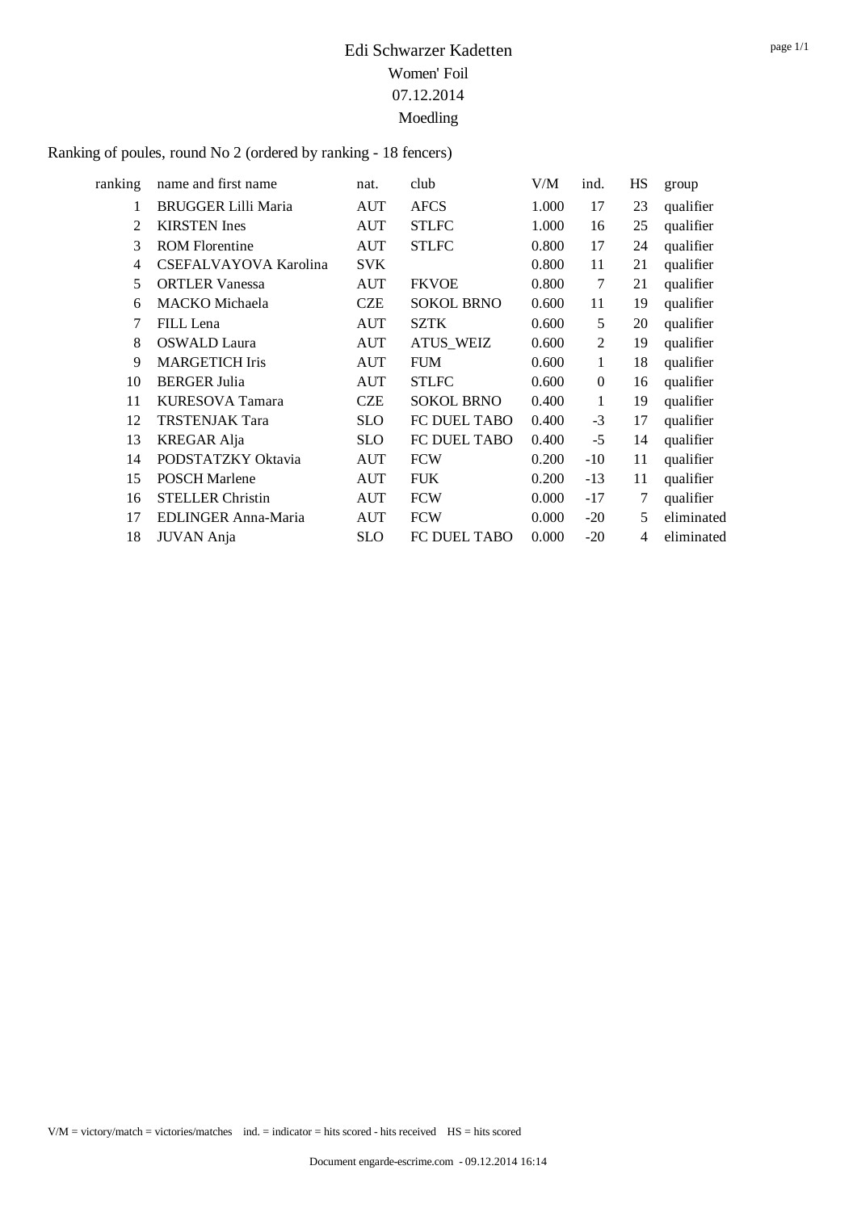# Edi Schwarzer Kadetten

Women' Foil

07.12.2014

Moedling

Ranking of poules, round No 2 (ordered by ranking - 18 fencers)

| ranking | name and first name | nat. | club | V/M | ind. | HS | group |
|---|---|---|---|---|---|---|---|
| 1 | BRUGGER Lilli Maria | AUT | AFCS | 1.000 | 17 | 23 | qualifier |
| 2 | KIRSTEN Ines | AUT | STLFC | 1.000 | 16 | 25 | qualifier |
| 3 | ROM Florentine | AUT | STLFC | 0.800 | 17 | 24 | qualifier |
| 4 | CSEFALVAYOVA Karolina | SVK | | 0.800 | 11 | 21 | qualifier |
| 5 | ORTLER Vanessa | AUT | FKVOE | 0.800 | 7 | 21 | qualifier |
| 6 | MACKO Michaela | CZE | SOKOL BRNO | 0.600 | 11 | 19 | qualifier |
| 7 | FILL Lena | AUT | SZTK | 0.600 | 5 | 20 | qualifier |
| 8 | OSWALD Laura | AUT | ATUS_WEIZ | 0.600 | 2 | 19 | qualifier |
| 9 | MARGETICH Iris | AUT | FUM | 0.600 | 1 | 18 | qualifier |
| 10 | BERGER Julia | AUT | STLFC | 0.600 | 0 | 16 | qualifier |
| 11 | KURESOVA Tamara | CZE | SOKOL BRNO | 0.400 | 1 | 19 | qualifier |
| 12 | TRSTENJAK Tara | SLO | FC DUEL TABO | 0.400 | -3 | 17 | qualifier |
| 13 | KREGAR Alja | SLO | FC DUEL TABO | 0.400 | -5 | 14 | qualifier |
| 14 | PODSTATZKY Oktavia | AUT | FCW | 0.200 | -10 | 11 | qualifier |
| 15 | POSCH Marlene | AUT | FUK | 0.200 | -13 | 11 | qualifier |
| 16 | STELLER Christin | AUT | FCW | 0.000 | -17 | 7 | qualifier |
| 17 | EDLINGER Anna-Maria | AUT | FCW | 0.000 | -20 | 5 | eliminated |
| 18 | JUVAN Anja | SLO | FC DUEL TABO | 0.000 | -20 | 4 | eliminated |

V/M = victory/match = victories/matches   ind. = indicator = hits scored - hits received   HS = hits scored

Document engarde-escrime.com - 09.12.2014 16:14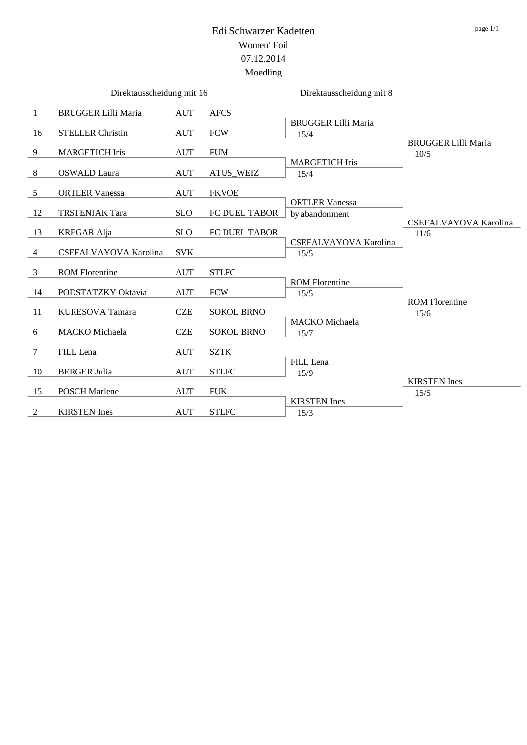# Edi Schwarzer Kadetten

Women' Foil

07.12.2014

Moedling

## Direktausscheidung mit 16

| Seed | Name | Nation | Club |
|---|---|---|---|
| 1 | BRUGGER Lilli Maria | AUT | AFCS |
| 16 | STELLER Christin | AUT | FCW |
| 9 | MARGETICH Iris | AUT | FUM |
| 8 | OSWALD Laura | AUT | ATUS_WEIZ |
| 5 | ORTLER Vanessa | AUT | FKVOE |
| 12 | TRSTENJAK Tara | SLO | FC DUEL TABOR |
| 13 | KREGAR Alja | SLO | FC DUEL TABOR |
| 4 | CSEFALVAYOVA Karolina | SVK | |
| 3 | ROM Florentine | AUT | STLFC |
| 14 | PODSTATZKY Oktavia | AUT | FCW |
| 11 | KURESOVA Tamara | CZE | SOKOL BRNO |
| 6 | MACKO Michaela | CZE | SOKOL BRNO |
| 7 | FILL Lena | AUT | SZTK |
| 10 | BERGER Julia | AUT | STLFC |
| 15 | POSCH Marlene | AUT | FUK |
| 2 | KIRSTEN Ines | AUT | STLFC |

## Direktausscheidung mit 8

| Direktausscheidung mit 16 winner | Score | Direktausscheidung mit 8 winner | Score |
|---|---|---|---|
| BRUGGER Lilli Maria | 15/4 | BRUGGER Lilli Maria | 10/5 |
| MARGETICH Iris | 15/4 | | |
| ORTLER Vanessa | by abandonment | CSEFALVAYOVA Karolina | 11/6 |
| CSEFALVAYOVA Karolina | 15/5 | | |
| ROM Florentine | 15/5 | ROM Florentine | 15/6 |
| MACKO Michaela | 15/7 | | |
| FILL Lena | 15/9 | KIRSTEN Ines | 15/5 |
| KIRSTEN Ines | 15/3 | | |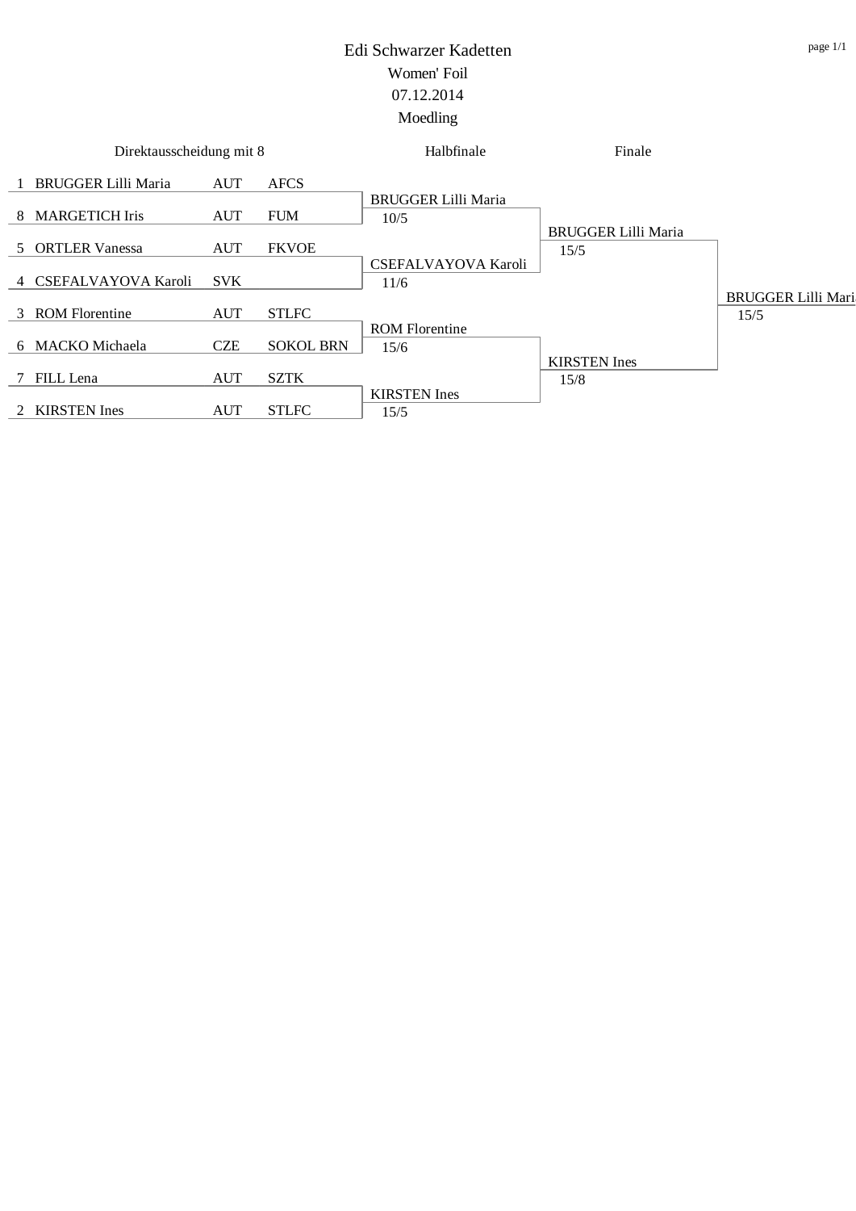# Edi Schwarzer Kadetten

Women' Foil

07.12.2014

Moedling

| Direktausscheidung mit 8 | | | | Halbfinale | Finale | |
|---|---|---|---|---|---|---|
| 1 | BRUGGER Lilli Maria | AUT | AFCS | BRUGGER Lilli Maria 10/5 | BRUGGER Lilli Maria 15/5 | BRUGGER Lilli Maria 15/5 |
| 8 | MARGETICH Iris | AUT | FUM | | | |
| 5 | ORTLER Vanessa | AUT | FKVOE | CSEFALVAYOVA Karoli 11/6 | | |
| 4 | CSEFALVAYOVA Karoli | SVK | | | | |
| 3 | ROM Florentine | AUT | STLFC | ROM Florentine 15/6 | KIRSTEN Ines 15/8 | |
| 6 | MACKO Michaela | CZE | SOKOL BRN | | | |
| 7 | FILL Lena | AUT | SZTK | KIRSTEN Ines 15/5 | | |
| 2 | KIRSTEN Ines | AUT | STLFC | | | |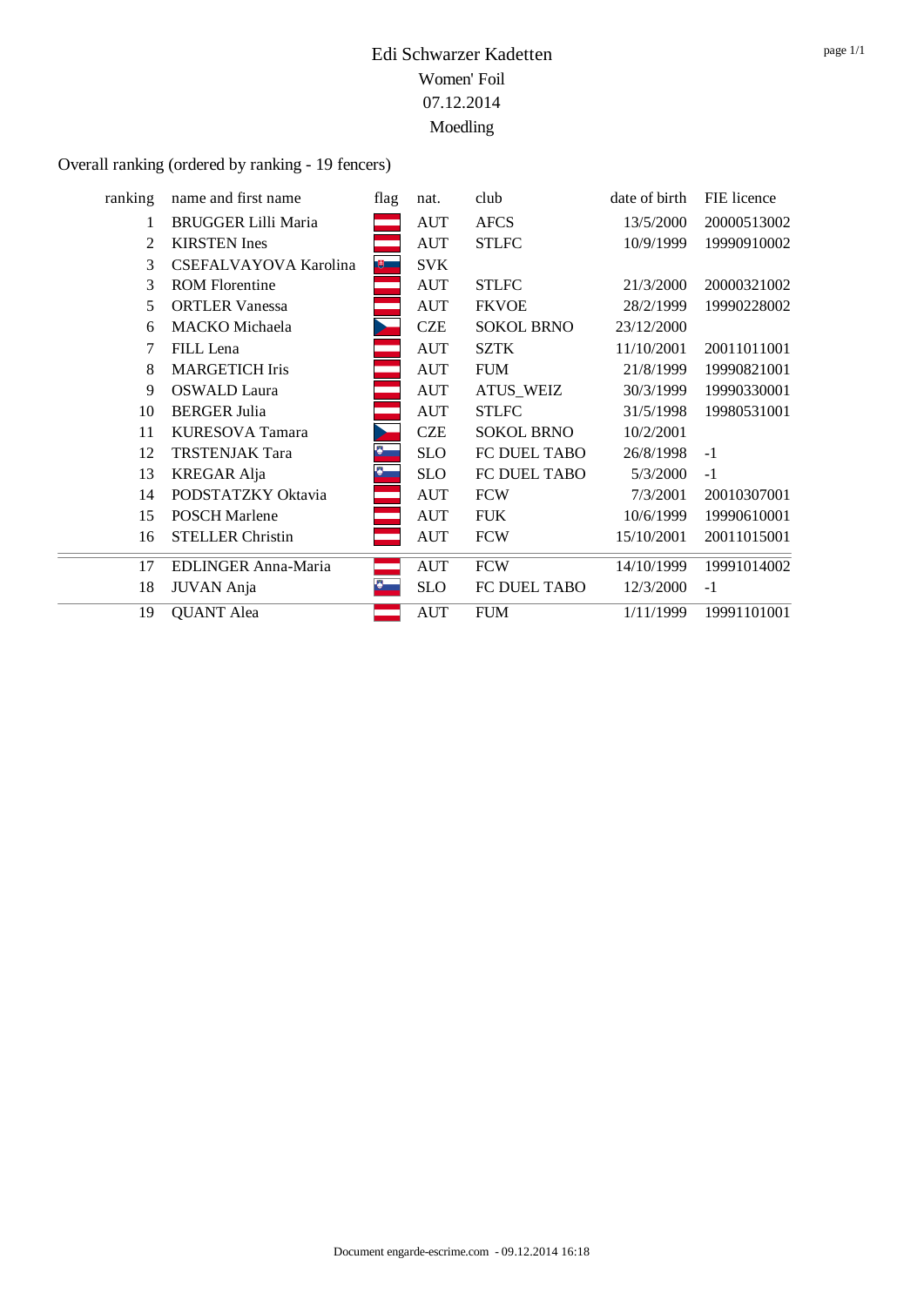# Edi Schwarzer Kadetten

Women' Foil

07.12.2014

Moedling

Overall ranking (ordered by ranking - 19 fencers)

| ranking | name and first name | flag | nat. | club | date of birth | FIE licence |
|---|---|---|---|---|---|---|
| 1 | BRUGGER Lilli Maria | | AUT | AFCS | 13/5/2000 | 20000513002 |
| 2 | KIRSTEN Ines | | AUT | STLFC | 10/9/1999 | 19990910002 |
| 3 | CSEFALVAYOVA Karolina | | SVK | | | |
| 3 | ROM Florentine | | AUT | STLFC | 21/3/2000 | 20000321002 |
| 5 | ORTLER Vanessa | | AUT | FKVOE | 28/2/1999 | 19990228002 |
| 6 | MACKO Michaela | | CZE | SOKOL BRNO | 23/12/2000 | |
| 7 | FILL Lena | | AUT | SZTK | 11/10/2001 | 20011011001 |
| 8 | MARGETICH Iris | | AUT | FUM | 21/8/1999 | 19990821001 |
| 9 | OSWALD Laura | | AUT | ATUS_WEIZ | 30/3/1999 | 19990330001 |
| 10 | BERGER Julia | | AUT | STLFC | 31/5/1998 | 19980531001 |
| 11 | KURESOVA Tamara | | CZE | SOKOL BRNO | 10/2/2001 | |
| 12 | TRSTENJAK Tara | | SLO | FC DUEL TABO | 26/8/1998 | -1 |
| 13 | KREGAR Alja | | SLO | FC DUEL TABO | 5/3/2000 | -1 |
| 14 | PODSTATZKY Oktavia | | AUT | FCW | 7/3/2001 | 20010307001 |
| 15 | POSCH Marlene | | AUT | FUK | 10/6/1999 | 19990610001 |
| 16 | STELLER Christin | | AUT | FCW | 15/10/2001 | 20011015001 |
| 17 | EDLINGER Anna-Maria | | AUT | FCW | 14/10/1999 | 19991014002 |
| 18 | JUVAN Anja | | SLO | FC DUEL TABO | 12/3/2000 | -1 |
| 19 | QUANT Alea | | AUT | FUM | 1/11/1999 | 19991101001 |

Document engarde-escrime.com - 09.12.2014 16:18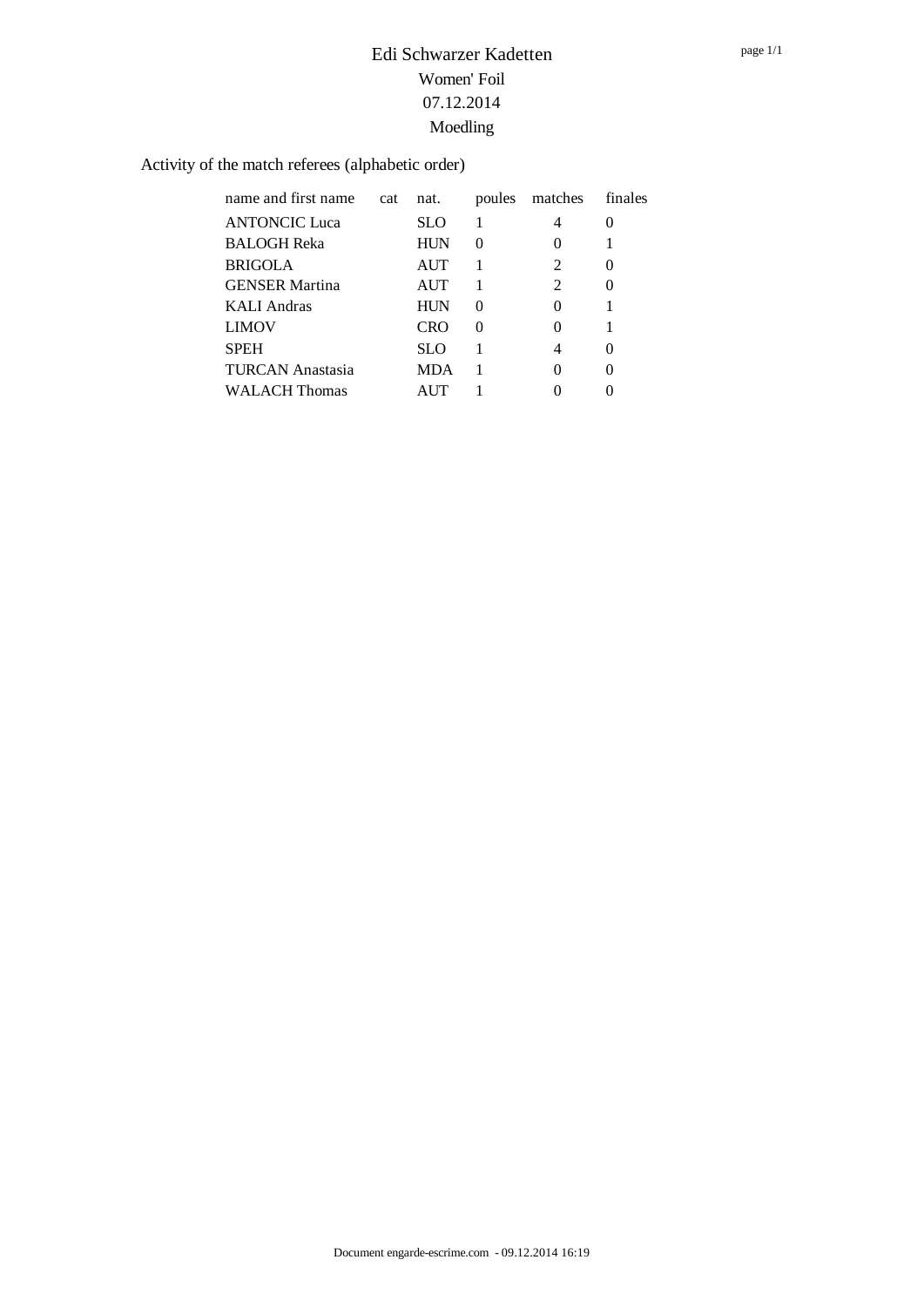# Edi Schwarzer Kadetten

Women' Foil

07.12.2014

Moedling

Activity of the match referees (alphabetic order)

| name and first name | cat | nat. | poules | matches | finales |
|---|---|---|---|---|---|
| ANTONCIC Luca | | SLO | 1 | 4 | 0 |
| BALOGH Reka | | HUN | 0 | 0 | 1 |
| BRIGOLA | | AUT | 1 | 2 | 0 |
| GENSER Martina | | AUT | 1 | 2 | 0 |
| KALI Andras | | HUN | 0 | 0 | 1 |
| LIMOV | | CRO | 0 | 0 | 1 |
| SPEH | | SLO | 1 | 4 | 0 |
| TURCAN Anastasia | | MDA | 1 | 0 | 0 |
| WALACH Thomas | | AUT | 1 | 0 | 0 |

Document engarde-escrime.com - 09.12.2014 16:19